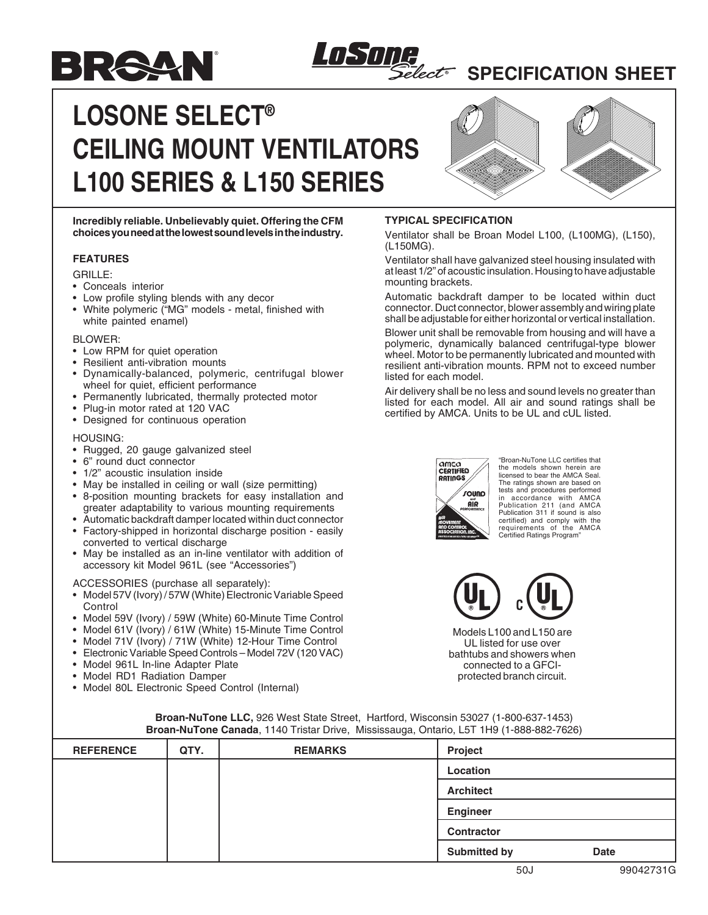BROAN® LoSone Select® SPECIFICATION SHEET

# LOSONE SELECT® CEILING MOUNT VENTILATORS L100 SERIES & L150 SERIES

**Incredibly reliable. Unbelievably quiet. Offering the CFM choices you need at the lowest sound levels in the industry.**

## FEATURES

GRILLE:

- Conceals interior
- Low profile styling blends with any decor
- White polymeric ("MG" models - metal, finished with white painted enamel)

BLOWER:

- Low RPM for quiet operation
- Resilient anti-vibration mounts
- Dynamically-balanced, polymeric, centrifugal blower wheel for quiet, efficient performance
- Permanently lubricated, thermally protected motor
- Plug-in motor rated at 120 VAC
- Designed for continuous operation

HOUSING:

- Rugged, 20 gauge galvanized steel
- 6" round duct connector
- 1/2" acoustic insulation inside
- May be installed in ceiling or wall (size permitting)
- 8-position mounting brackets for easy installation and greater adaptability to various mounting requirements
- Automatic backdraft damper located within duct connector
- Factory-shipped in horizontal discharge position - easily converted to vertical discharge
- May be installed as an in-line ventilator with addition of accessory kit Model 961L (see "Accessories")

ACCESSORIES (purchase all separately):

- Model 57V (Ivory) / 57W (White) Electronic Variable Speed Control
- Model 59V (Ivory) / 59W (White) 60-Minute Time Control
- Model 61V (Ivory) / 61W (White) 15-Minute Time Control
- Model 71V (Ivory) / 71W (White) 12-Hour Time Control
- Electronic Variable Speed Controls – Model 72V (120 VAC)
- Model 961L In-line Adapter Plate
- Model RD1 Radiation Damper
- Model 80L Electronic Speed Control (Internal)

## TYPICAL SPECIFICATION

Ventilator shall be Broan Model L100, (L100MG), (L150), (L150MG).

Ventilator shall have galvanized steel housing insulated with at least 1/2" of acoustic insulation. Housing to have adjustable mounting brackets.

Automatic backdraft damper to be located within duct connector. Duct connector, blower assembly and wiring plate shall be adjustable for either horizontal or vertical installation.

Blower unit shall be removable from housing and will have a polymeric, dynamically balanced centrifugal-type blower wheel. Motor to be permanently lubricated and mounted with resilient anti-vibration mounts. RPM not to exceed number listed for each model.

Air delivery shall be no less and sound levels no greater than listed for each model. All air and sound ratings shall be certified by AMCA. Units to be UL and cUL listed.

"Broan-NuTone LLC certifies that the models shown herein are licensed to bear the AMCA Seal. The ratings shown are based on tests and procedures performed in accordance with AMCA Publication 211 (and AMCA Publication 311 if sound is also certified) and comply with the requirements of the AMCA Certified Ratings Program"

Models L100 and L150 are UL listed for use over bathtubs and showers when connected to a GFCI-protected branch circuit.

**Broan-NuTone LLC,** 926 West State Street, Hartford, Wisconsin 53027 (1-800-637-1453)
**Broan-NuTone Canada**, 1140 Tristar Drive, Mississauga, Ontario, L5T 1H9 (1-888-882-7626)

| REFERENCE | QTY. | REMARKS | Project |
|---|---|---|---|
| | | | Location |
| | | | Architect |
| | | | Engineer |
| | | | Contractor |
| | | | Submitted by — Date |

50J 99042731G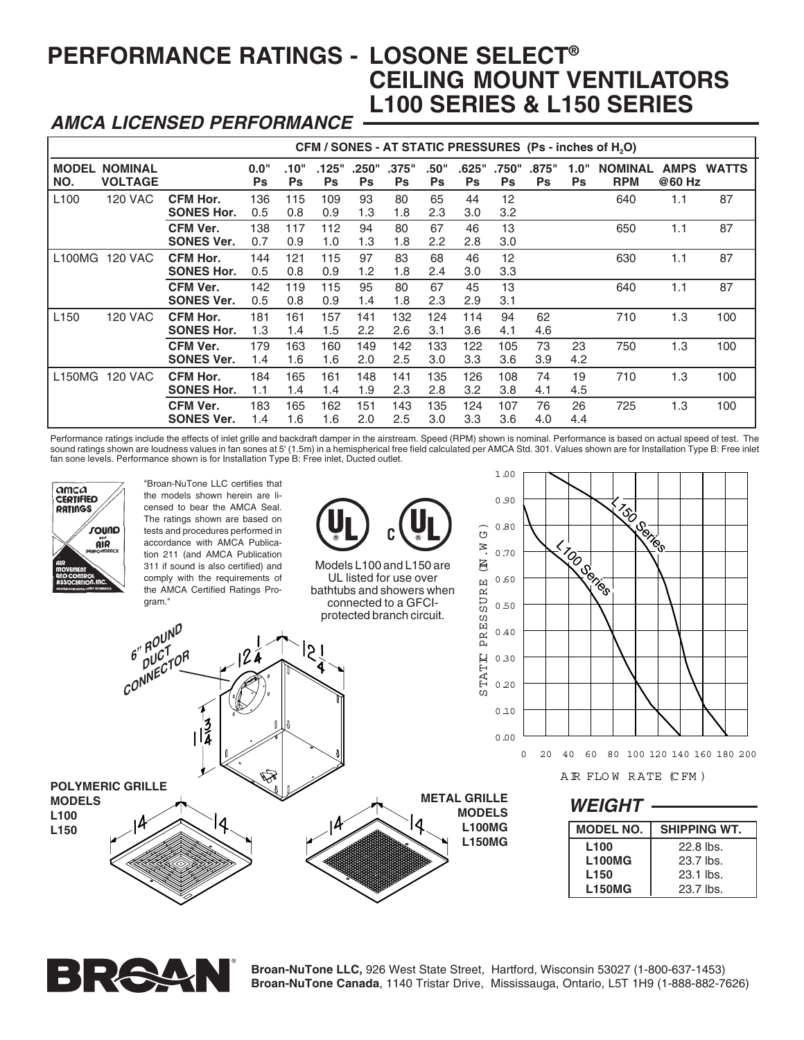# PERFORMANCE RATINGS - LOSONE SELECT® CEILING MOUNT VENTILATORS L100 SERIES & L150 SERIES

## *AMCA LICENSED PERFORMANCE*

| MODEL NO. | NOMINAL VOLTAGE | | CFM / SONES - AT STATIC PRESSURES (Ps - inches of $H_2O$) 0.0" Ps | .10" Ps | .125" Ps | .250" Ps | .375" Ps | .50" Ps | .625" Ps | .750" Ps | .875" Ps | 1.0" Ps | NOMINAL RPM | AMPS @60 Hz | WATTS |
|---|---|---|---|---|---|---|---|---|---|---|---|---|---|---|---|
| L100 | 120 VAC | CFM Hor. | 136 | 115 | 109 | 93 | 80 | 65 | 44 | 12 | | | 640 | 1.1 | 87 |
| | | SONES Hor. | 0.5 | 0.8 | 0.9 | 1.3 | 1.8 | 2.3 | 3.0 | 3.2 | | | | | |
| | | CFM Ver. | 138 | 117 | 112 | 94 | 80 | 67 | 46 | 13 | | | 650 | 1.1 | 87 |
| | | SONES Ver. | 0.7 | 0.9 | 1.0 | 1.3 | 1.8 | 2.2 | 2.8 | 3.0 | | | | | |
| L100MG | 120 VAC | CFM Hor. | 144 | 121 | 115 | 97 | 83 | 68 | 46 | 12 | | | 630 | 1.1 | 87 |
| | | SONES Hor. | 0.5 | 0.8 | 0.9 | 1.2 | 1.8 | 2.4 | 3.0 | 3.3 | | | | | |
| | | CFM Ver. | 142 | 119 | 115 | 95 | 80 | 67 | 45 | 13 | | | 640 | 1.1 | 87 |
| | | SONES Ver. | 0.5 | 0.8 | 0.9 | 1.4 | 1.8 | 2.3 | 2.9 | 3.1 | | | | | |
| L150 | 120 VAC | CFM Hor. | 181 | 161 | 157 | 141 | 132 | 124 | 114 | 94 | 62 | | 710 | 1.3 | 100 |
| | | SONES Hor. | 1.3 | 1.4 | 1.5 | 2.2 | 2.6 | 3.1 | 3.6 | 4.1 | 4.6 | | | | |
| | | CFM Ver. | 179 | 163 | 160 | 149 | 142 | 133 | 122 | 105 | 73 | 23 | 750 | 1.3 | 100 |
| | | SONES Ver. | 1.4 | 1.6 | 1.6 | 2.0 | 2.5 | 3.0 | 3.3 | 3.6 | 3.9 | 4.2 | | | |
| L150MG | 120 VAC | CFM Hor. | 184 | 165 | 161 | 148 | 141 | 135 | 126 | 108 | 74 | 19 | 710 | 1.3 | 100 |
| | | SONES Hor. | 1.1 | 1.4 | 1.4 | 1.9 | 2.3 | 2.8 | 3.2 | 3.8 | 4.1 | 4.5 | | | |
| | | CFM Ver. | 183 | 165 | 162 | 151 | 143 | 135 | 124 | 107 | 76 | 26 | 725 | 1.3 | 100 |
| | | SONES Ver. | 1.4 | 1.6 | 1.6 | 2.0 | 2.5 | 3.0 | 3.3 | 3.6 | 4.0 | 4.4 | | | |

Performance ratings include the effects of inlet grille and backdraft damper in the airstream. Speed (RPM) shown is nominal. Performance is based on actual speed of test. The sound ratings shown are loudness values in fan sones at 5' (1.5m) in a hemispherical free field calculated per AMCA Std. 301. Values shown are for Installation Type B: Free inlet fan sone levels. Performance shown is for Installation Type B: Free inlet, Ducted outlet.

amca CERTIFIED RATINGS SOUND and AIR PERFORMANCE AIR MOVEMENT AND CONTROL ASSOCIATION, INC.

"Broan-NuTone LLC certifies that the models shown herein are licensed to bear the AMCA Seal. The ratings shown are based on tests and procedures performed in accordance with AMCA Publication 211 (and AMCA Publication 311 if sound is also certified) and comply with the requirements of the AMCA Certified Ratings Program."

Models L100 and L150 are UL listed for use over bathtubs and showers when connected to a GFCI-protected branch circuit.

STATIC PRESSURE (IN. W.G.)
1.00
0.90
0.80
0.70
0.60
0.50
0.40
0.30
0.20
0.10
0.00
0 20 40 60 80 100 120 140 160 180 200
AIR FLOW RATE (CFM)
L150 Series
L100 Series

6" ROUND DUCT CONNECTOR
12 1/4
12 1/4
11 3/4

POLYMERIC GRILLE MODELS L100 L150
14
14

METAL GRILLE MODELS L100MG L150MG
14
14

## *WEIGHT*

| MODEL NO. | SHIPPING WT. |
|---|---|
| L100 | 22.8 lbs. |
| L100MG | 23.7 lbs. |
| L150 | 23.1 lbs. |
| L150MG | 23.7 lbs. |

BROAN®

**Broan-NuTone LLC,** 926 West State Street, Hartford, Wisconsin 53027 (1-800-637-1453)
**Broan-NuTone Canada**, 1140 Tristar Drive, Mississauga, Ontario, L5T 1H9 (1-888-882-7626)